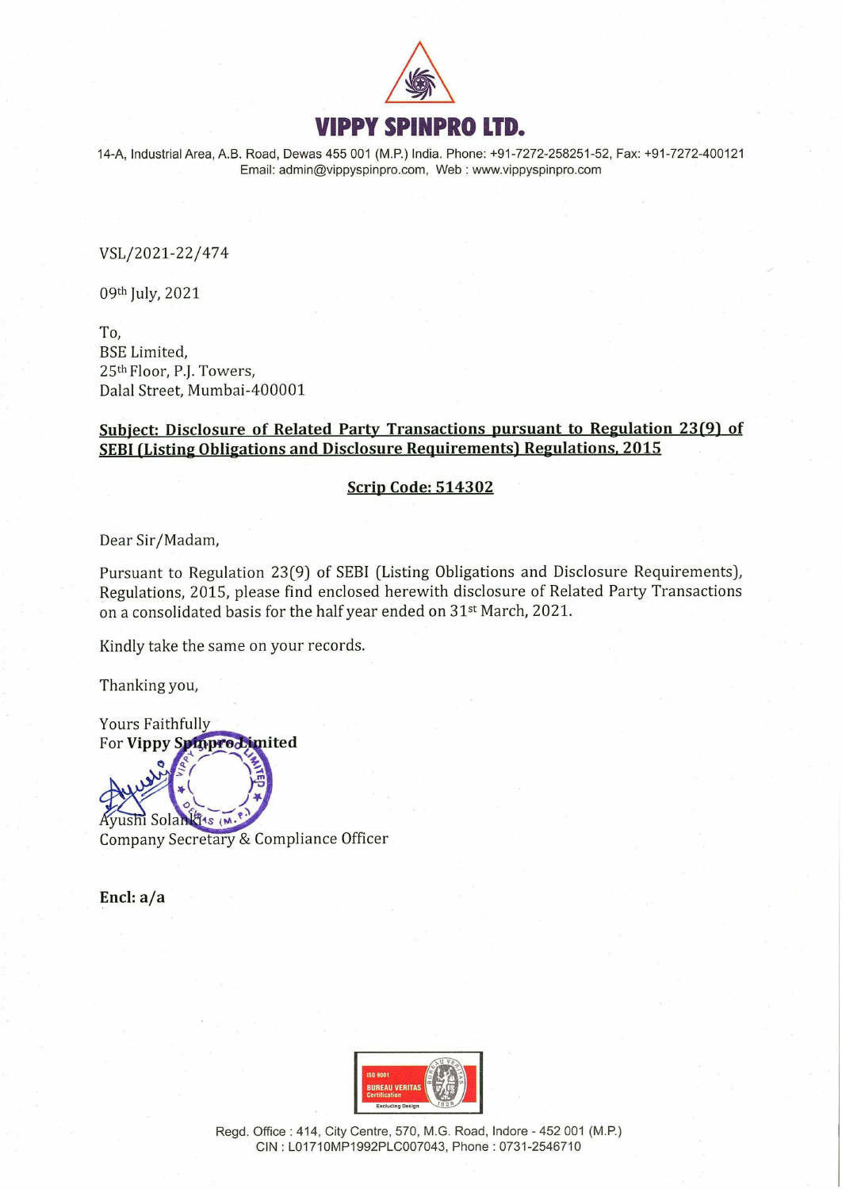# VIPPY SPINPRO LTD.

14-A, Industrial Area, A.B. Road, Dewas 455 001 (M.P.) India. Phone: +91-7272-258251-52, Fax: +91-7272-400121
Email: admin@vippyspinpro.com, Web : www.vippyspinpro.com

VSL/2021-22/474

09th July, 2021

To,
BSE Limited,
25th Floor, P.J. Towers,
Dalal Street, Mumbai-400001

**Subject: Disclosure of Related Party Transactions pursuant to Regulation 23(9) of SEBI (Listing Obligations and Disclosure Requirements) Regulations, 2015**

**Scrip Code: 514302**

Dear Sir/Madam,

Pursuant to Regulation 23(9) of SEBI (Listing Obligations and Disclosure Requirements), Regulations, 2015, please find enclosed herewith disclosure of Related Party Transactions on a consolidated basis for the half year ended on 31st March, 2021.

Kindly take the same on your records.

Thanking you,

Yours Faithfully
For **Vippy Spinpro Limited**

Ayushi Solanki
Company Secretary & Compliance Officer

**Encl: a/a**

Regd. Office : 414, City Centre, 570, M.G. Road, Indore - 452 001 (M.P.)
CIN : L01710MP1992PLC007043, Phone : 0731-2546710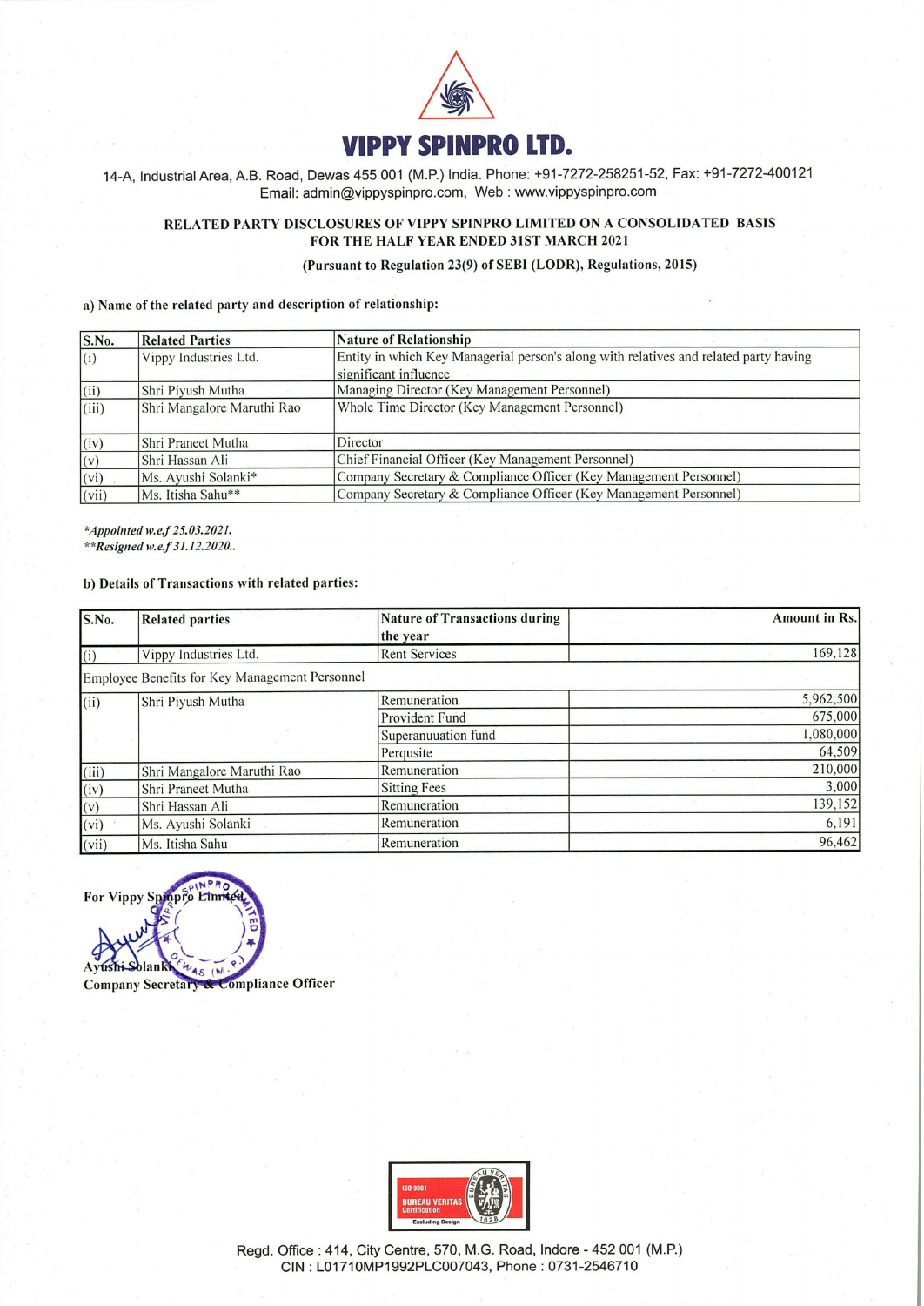# VIPPY SPINPRO LTD.

14-A, Industrial Area, A.B. Road, Dewas 455 001 (M.P.) India. Phone: +91-7272-258251-52, Fax: +91-7272-400121
Email: admin@vippyspinpro.com, Web : www.vippyspinpro.com

## RELATED PARTY DISCLOSURES OF VIPPY SPINPRO LIMITED ON A CONSOLIDATED BASIS FOR THE HALF YEAR ENDED 31ST MARCH 2021

**(Pursuant to Regulation 23(9) of SEBI (LODR), Regulations, 2015)**

**a) Name of the related party and description of relationship:**

| S.No. | Related Parties | Nature of Relationship |
|---|---|---|
| (i) | Vippy Industries Ltd. | Entity in which Key Managerial person's along with relatives and related party having significant influence |
| (ii) | Shri Piyush Mutha | Managing Director (Key Management Personnel) |
| (iii) | Shri Mangalore Maruthi Rao | Whole Time Director (Key Management Personnel) |
| (iv) | Shri Praneet Mutha | Director |
| (v) | Shri Hassan Ali | Chief Financial Officer (Key Management Personnel) |
| (vi) | Ms. Ayushi Solanki* | Company Secretary & Compliance Officer (Key Management Personnel) |
| (vii) | Ms. Itisha Sahu** | Company Secretary & Compliance Officer (Key Management Personnel) |

*\*Appointed w.e.f 25.03.2021.*
*\*\*Resigned w.e.f 31.12.2020..*

**b) Details of Transactions with related parties:**

| S.No. | Related parties | Nature of Transactions during the year | Amount in Rs. |
|---|---|---|---|
| (i) | Vippy Industries Ltd. | Rent Services | 169,128 |
| Employee Benefits for Key Management Personnel | | | |
| (ii) | Shri Piyush Mutha | Remuneration | 5,962,500 |
| | | Provident Fund | 675,000 |
| | | Superanuuation fund | 1,080,000 |
| | | Perqusite | 64,509 |
| (iii) | Shri Mangalore Maruthi Rao | Remuneration | 210,000 |
| (iv) | Shri Praneet Mutha | Sitting Fees | 3,000 |
| (v) | Shri Hassan Ali | Remuneration | 139,152 |
| (vi) | Ms. Ayushi Solanki | Remuneration | 6,191 |
| (vii) | Ms. Itisha Sahu | Remuneration | 96,462 |

For Vippy Spinpro Limited

Ayushi Solanki
Company Secretary & Compliance Officer

Regd. Office : 414, City Centre, 570, M.G. Road, Indore - 452 001 (M.P.)
CIN : L01710MP1992PLC007043, Phone : 0731-2546710